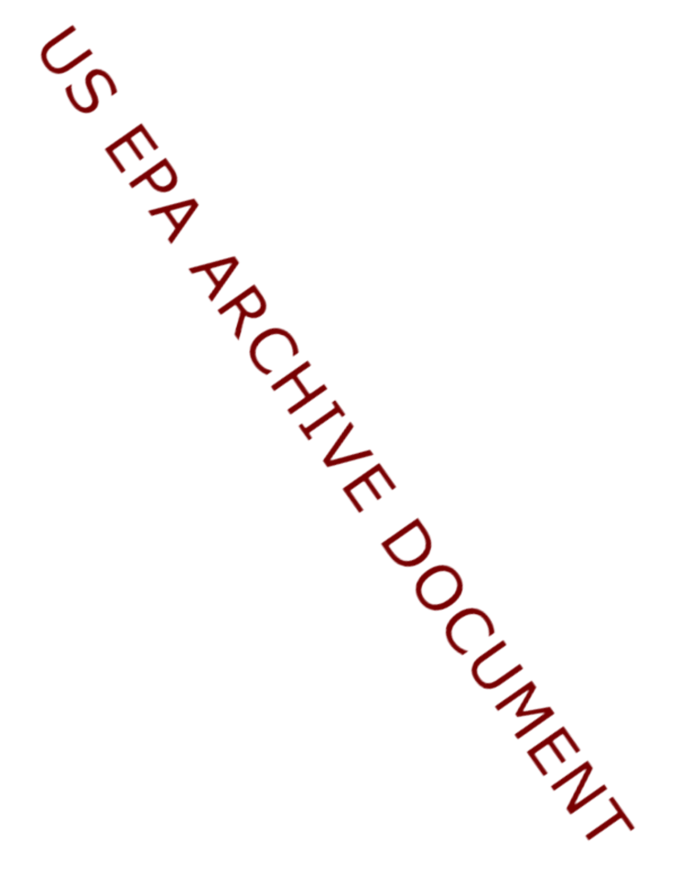US EPA ARCHIVE DOCUMENT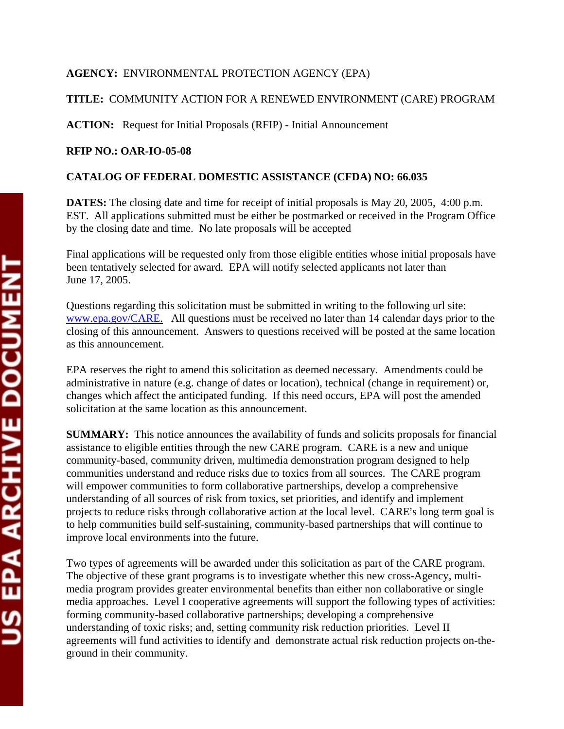**AGENCY:** ENVIRONMENTAL PROTECTION AGENCY (EPA)

**TITLE:** COMMUNITY ACTION FOR A RENEWED ENVIRONMENT (CARE) PROGRAM

**ACTION:** Request for Initial Proposals (RFIP) - Initial Announcement

**RFIP NO.: OAR-IO-05-08**

**CATALOG OF FEDERAL DOMESTIC ASSISTANCE (CFDA) NO: 66.035**

**DATES:** The closing date and time for receipt of initial proposals is May 20, 2005, 4:00 p.m. EST. All applications submitted must be either be postmarked or received in the Program Office by the closing date and time. No late proposals will be accepted

Final applications will be requested only from those eligible entities whose initial proposals have been tentatively selected for award. EPA will notify selected applicants not later than June 17, 2005.

Questions regarding this solicitation must be submitted in writing to the following url site: www.epa.gov/CARE. All questions must be received no later than 14 calendar days prior to the closing of this announcement. Answers to questions received will be posted at the same location as this announcement.

EPA reserves the right to amend this solicitation as deemed necessary. Amendments could be administrative in nature (e.g. change of dates or location), technical (change in requirement) or, changes which affect the anticipated funding. If this need occurs, EPA will post the amended solicitation at the same location as this announcement.

**SUMMARY:** This notice announces the availability of funds and solicits proposals for financial assistance to eligible entities through the new CARE program. CARE is a new and unique community-based, community driven, multimedia demonstration program designed to help communities understand and reduce risks due to toxics from all sources. The CARE program will empower communities to form collaborative partnerships, develop a comprehensive understanding of all sources of risk from toxics, set priorities, and identify and implement projects to reduce risks through collaborative action at the local level. CARE's long term goal is to help communities build self-sustaining, community-based partnerships that will continue to improve local environments into the future.

Two types of agreements will be awarded under this solicitation as part of the CARE program. The objective of these grant programs is to investigate whether this new cross-Agency, multi-media program provides greater environmental benefits than either non collaborative or single media approaches. Level I cooperative agreements will support the following types of activities: forming community-based collaborative partnerships; developing a comprehensive understanding of toxic risks; and, setting community risk reduction priorities. Level II agreements will fund activities to identify and demonstrate actual risk reduction projects on-the-ground in their community.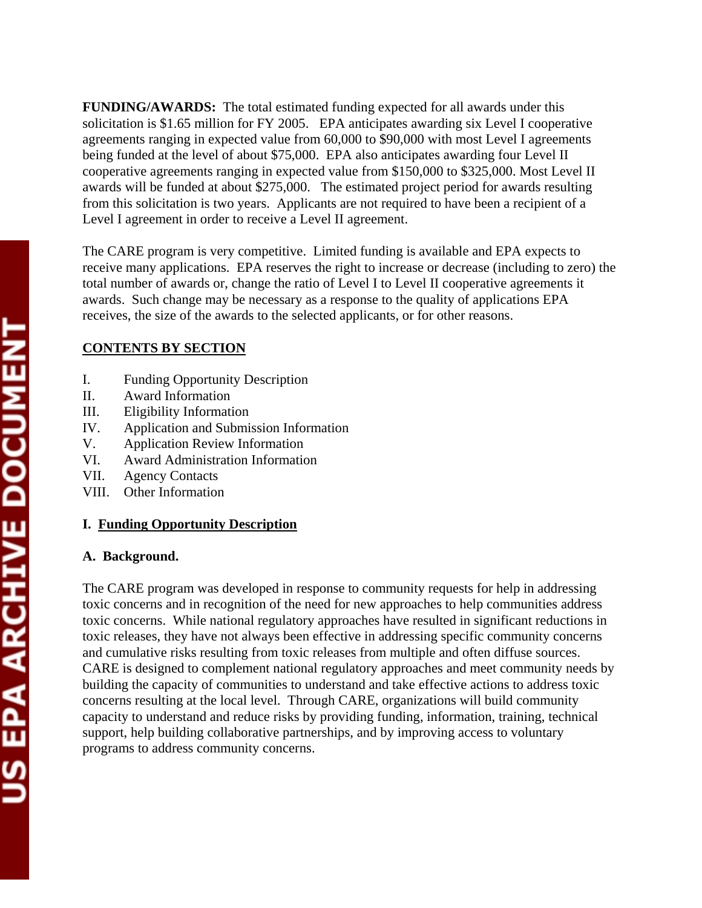**FUNDING/AWARDS:** The total estimated funding expected for all awards under this solicitation is $1.65 million for FY 2005. EPA anticipates awarding six Level I cooperative agreements ranging in expected value from 60,000 to $90,000 with most Level I agreements being funded at the level of about $75,000. EPA also anticipates awarding four Level II cooperative agreements ranging in expected value from $150,000 to $325,000. Most Level II awards will be funded at about $275,000. The estimated project period for awards resulting from this solicitation is two years. Applicants are not required to have been a recipient of a Level I agreement in order to receive a Level II agreement.

The CARE program is very competitive. Limited funding is available and EPA expects to receive many applications. EPA reserves the right to increase or decrease (including to zero) the total number of awards or, change the ratio of Level I to Level II cooperative agreements it awards. Such change may be necessary as a response to the quality of applications EPA receives, the size of the awards to the selected applicants, or for other reasons.

**CONTENTS BY SECTION**

- I. Funding Opportunity Description
- II. Award Information
- III. Eligibility Information
- IV. Application and Submission Information
- V. Application Review Information
- VI. Award Administration Information
- VII. Agency Contacts
- VIII. Other Information

## I. Funding Opportunity Description

### A. Background.

The CARE program was developed in response to community requests for help in addressing toxic concerns and in recognition of the need for new approaches to help communities address toxic concerns. While national regulatory approaches have resulted in significant reductions in toxic releases, they have not always been effective in addressing specific community concerns and cumulative risks resulting from toxic releases from multiple and often diffuse sources. CARE is designed to complement national regulatory approaches and meet community needs by building the capacity of communities to understand and take effective actions to address toxic concerns resulting at the local level. Through CARE, organizations will build community capacity to understand and reduce risks by providing funding, information, training, technical support, help building collaborative partnerships, and by improving access to voluntary programs to address community concerns.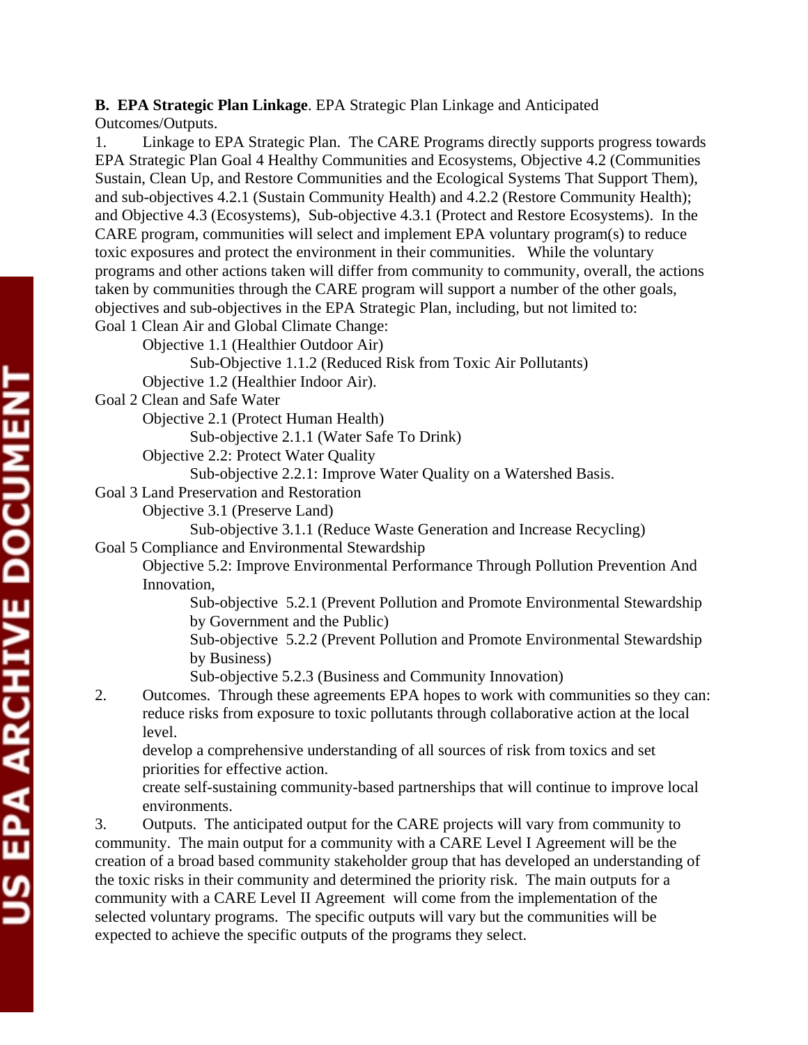**B. EPA Strategic Plan Linkage**. EPA Strategic Plan Linkage and Anticipated Outcomes/Outputs.

1. Linkage to EPA Strategic Plan. The CARE Programs directly supports progress towards EPA Strategic Plan Goal 4 Healthy Communities and Ecosystems, Objective 4.2 (Communities Sustain, Clean Up, and Restore Communities and the Ecological Systems That Support Them), and sub-objectives 4.2.1 (Sustain Community Health) and 4.2.2 (Restore Community Health); and Objective 4.3 (Ecosystems), Sub-objective 4.3.1 (Protect and Restore Ecosystems). In the CARE program, communities will select and implement EPA voluntary program(s) to reduce toxic exposures and protect the environment in their communities. While the voluntary programs and other actions taken will differ from community to community, overall, the actions taken by communities through the CARE program will support a number of the other goals, objectives and sub-objectives in the EPA Strategic Plan, including, but not limited to:

Goal 1 Clean Air and Global Climate Change:
- Objective 1.1 (Healthier Outdoor Air)
  - Sub-Objective 1.1.2 (Reduced Risk from Toxic Air Pollutants)
- Objective 1.2 (Healthier Indoor Air).

Goal 2 Clean and Safe Water
- Objective 2.1 (Protect Human Health)
  - Sub-objective 2.1.1 (Water Safe To Drink)
- Objective 2.2: Protect Water Quality
  - Sub-objective 2.2.1: Improve Water Quality on a Watershed Basis.

Goal 3 Land Preservation and Restoration
- Objective 3.1 (Preserve Land)
  - Sub-objective 3.1.1 (Reduce Waste Generation and Increase Recycling)

Goal 5 Compliance and Environmental Stewardship
- Objective 5.2: Improve Environmental Performance Through Pollution Prevention And Innovation,
  - Sub-objective 5.2.1 (Prevent Pollution and Promote Environmental Stewardship by Government and the Public)
  - Sub-objective 5.2.2 (Prevent Pollution and Promote Environmental Stewardship by Business)
  - Sub-objective 5.2.3 (Business and Community Innovation)

2. Outcomes. Through these agreements EPA hopes to work with communities so they can: reduce risks from exposure to toxic pollutants through collaborative action at the local level.

   develop a comprehensive understanding of all sources of risk from toxics and set priorities for effective action.

   create self-sustaining community-based partnerships that will continue to improve local environments.

3. Outputs. The anticipated output for the CARE projects will vary from community to community. The main output for a community with a CARE Level I Agreement will be the creation of a broad based community stakeholder group that has developed an understanding of the toxic risks in their community and determined the priority risk. The main outputs for a community with a CARE Level II Agreement will come from the implementation of the selected voluntary programs. The specific outputs will vary but the communities will be expected to achieve the specific outputs of the programs they select.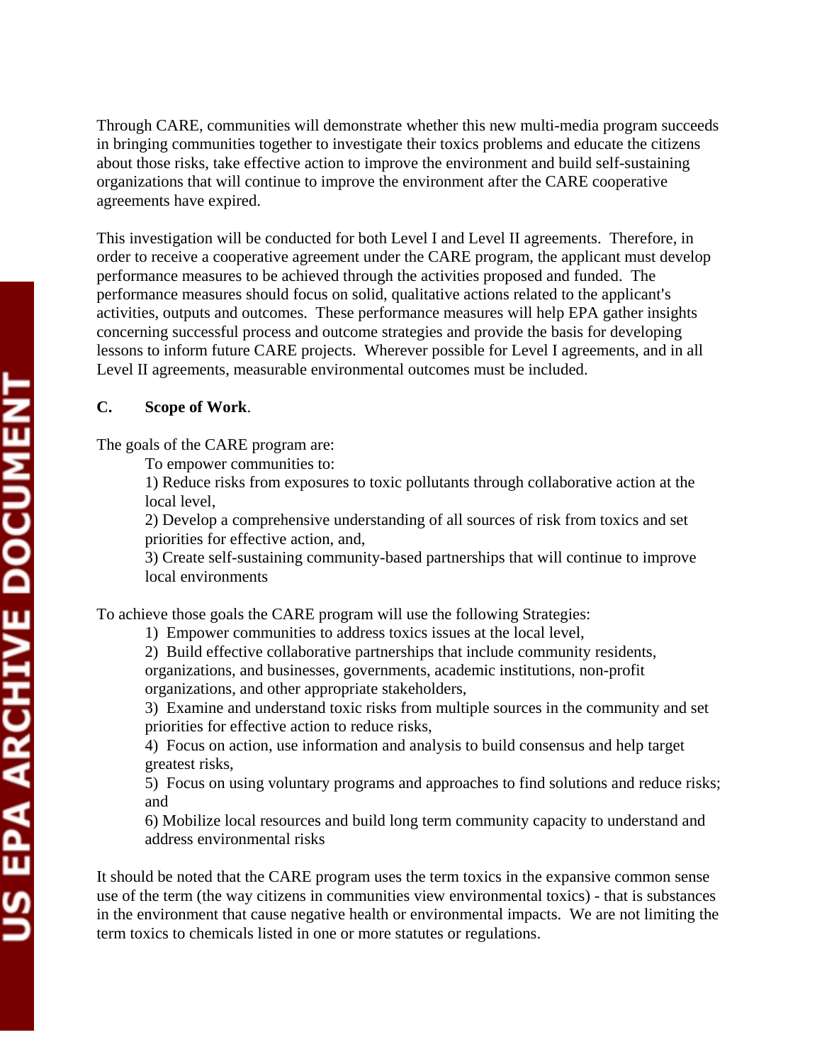Through CARE, communities will demonstrate whether this new multi-media program succeeds in bringing communities together to investigate their toxics problems and educate the citizens about those risks, take effective action to improve the environment and build self-sustaining organizations that will continue to improve the environment after the CARE cooperative agreements have expired.

This investigation will be conducted for both Level I and Level II agreements. Therefore, in order to receive a cooperative agreement under the CARE program, the applicant must develop performance measures to be achieved through the activities proposed and funded. The performance measures should focus on solid, qualitative actions related to the applicant's activities, outputs and outcomes. These performance measures will help EPA gather insights concerning successful process and outcome strategies and provide the basis for developing lessons to inform future CARE projects. Wherever possible for Level I agreements, and in all Level II agreements, measurable environmental outcomes must be included.

**C. Scope of Work**.

The goals of the CARE program are:

To empower communities to:

1) Reduce risks from exposures to toxic pollutants through collaborative action at the local level,

2) Develop a comprehensive understanding of all sources of risk from toxics and set priorities for effective action, and,

3) Create self-sustaining community-based partnerships that will continue to improve local environments

To achieve those goals the CARE program will use the following Strategies:

1) Empower communities to address toxics issues at the local level,

2) Build effective collaborative partnerships that include community residents, organizations, and businesses, governments, academic institutions, non-profit organizations, and other appropriate stakeholders,

3) Examine and understand toxic risks from multiple sources in the community and set priorities for effective action to reduce risks,

4) Focus on action, use information and analysis to build consensus and help target greatest risks,

5) Focus on using voluntary programs and approaches to find solutions and reduce risks; and

6) Mobilize local resources and build long term community capacity to understand and address environmental risks

It should be noted that the CARE program uses the term toxics in the expansive common sense use of the term (the way citizens in communities view environmental toxics) - that is substances in the environment that cause negative health or environmental impacts. We are not limiting the term toxics to chemicals listed in one or more statutes or regulations.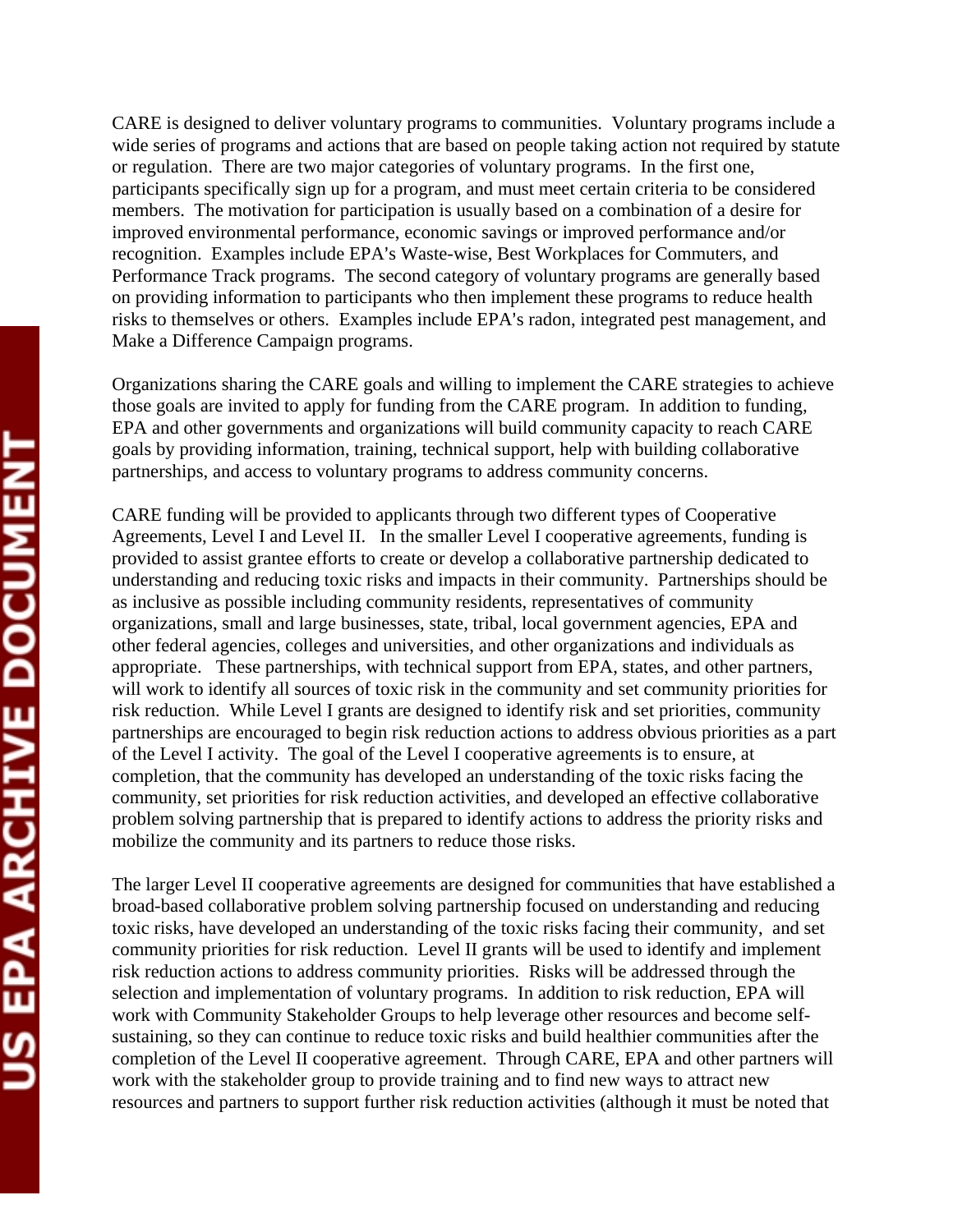CARE is designed to deliver voluntary programs to communities. Voluntary programs include a wide series of programs and actions that are based on people taking action not required by statute or regulation. There are two major categories of voluntary programs. In the first one, participants specifically sign up for a program, and must meet certain criteria to be considered members. The motivation for participation is usually based on a combination of a desire for improved environmental performance, economic savings or improved performance and/or recognition. Examples include EPA's Waste-wise, Best Workplaces for Commuters, and Performance Track programs. The second category of voluntary programs are generally based on providing information to participants who then implement these programs to reduce health risks to themselves or others. Examples include EPA's radon, integrated pest management, and Make a Difference Campaign programs.

Organizations sharing the CARE goals and willing to implement the CARE strategies to achieve those goals are invited to apply for funding from the CARE program. In addition to funding, EPA and other governments and organizations will build community capacity to reach CARE goals by providing information, training, technical support, help with building collaborative partnerships, and access to voluntary programs to address community concerns.

CARE funding will be provided to applicants through two different types of Cooperative Agreements, Level I and Level II. In the smaller Level I cooperative agreements, funding is provided to assist grantee efforts to create or develop a collaborative partnership dedicated to understanding and reducing toxic risks and impacts in their community. Partnerships should be as inclusive as possible including community residents, representatives of community organizations, small and large businesses, state, tribal, local government agencies, EPA and other federal agencies, colleges and universities, and other organizations and individuals as appropriate. These partnerships, with technical support from EPA, states, and other partners, will work to identify all sources of toxic risk in the community and set community priorities for risk reduction. While Level I grants are designed to identify risk and set priorities, community partnerships are encouraged to begin risk reduction actions to address obvious priorities as a part of the Level I activity. The goal of the Level I cooperative agreements is to ensure, at completion, that the community has developed an understanding of the toxic risks facing the community, set priorities for risk reduction activities, and developed an effective collaborative problem solving partnership that is prepared to identify actions to address the priority risks and mobilize the community and its partners to reduce those risks.

The larger Level II cooperative agreements are designed for communities that have established a broad-based collaborative problem solving partnership focused on understanding and reducing toxic risks, have developed an understanding of the toxic risks facing their community, and set community priorities for risk reduction. Level II grants will be used to identify and implement risk reduction actions to address community priorities. Risks will be addressed through the selection and implementation of voluntary programs. In addition to risk reduction, EPA will work with Community Stakeholder Groups to help leverage other resources and become self-sustaining, so they can continue to reduce toxic risks and build healthier communities after the completion of the Level II cooperative agreement. Through CARE, EPA and other partners will work with the stakeholder group to provide training and to find new ways to attract new resources and partners to support further risk reduction activities (although it must be noted that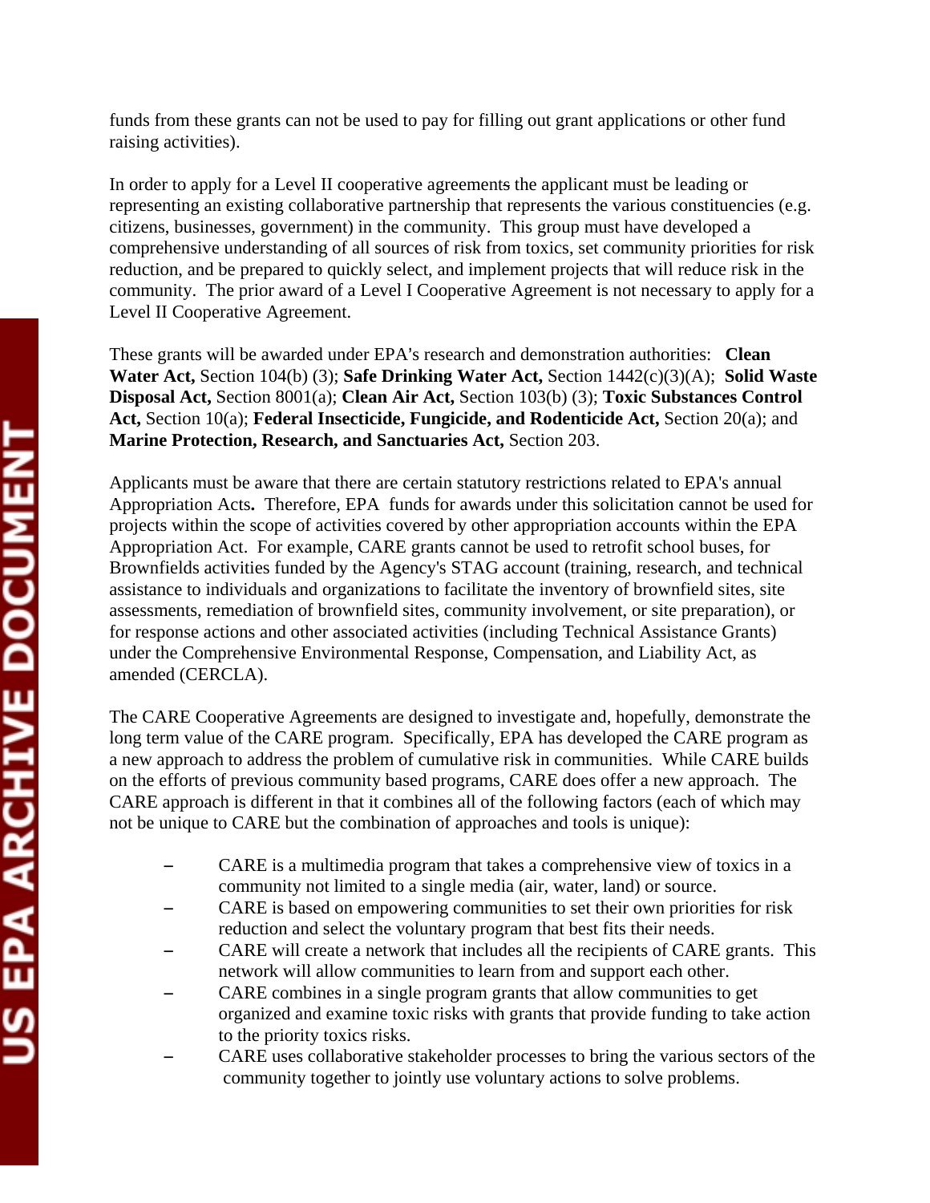funds from these grants can not be used to pay for filling out grant applications or other fund raising activities).

In order to apply for a Level II cooperative agreements the applicant must be leading or representing an existing collaborative partnership that represents the various constituencies (e.g. citizens, businesses, government) in the community. This group must have developed a comprehensive understanding of all sources of risk from toxics, set community priorities for risk reduction, and be prepared to quickly select, and implement projects that will reduce risk in the community. The prior award of a Level I Cooperative Agreement is not necessary to apply for a Level II Cooperative Agreement.

These grants will be awarded under EPA's research and demonstration authorities: **Clean Water Act,** Section 104(b) (3); **Safe Drinking Water Act,** Section 1442(c)(3)(A); **Solid Waste Disposal Act,** Section 8001(a); **Clean Air Act,** Section 103(b) (3); **Toxic Substances Control Act,** Section 10(a); **Federal Insecticide, Fungicide, and Rodenticide Act,** Section 20(a); and **Marine Protection, Research, and Sanctuaries Act,** Section 203.

Applicants must be aware that there are certain statutory restrictions related to EPA's annual Appropriation Acts**.** Therefore, EPA funds for awards under this solicitation cannot be used for projects within the scope of activities covered by other appropriation accounts within the EPA Appropriation Act. For example, CARE grants cannot be used to retrofit school buses, for Brownfields activities funded by the Agency's STAG account (training, research, and technical assistance to individuals and organizations to facilitate the inventory of brownfield sites, site assessments, remediation of brownfield sites, community involvement, or site preparation), or for response actions and other associated activities (including Technical Assistance Grants) under the Comprehensive Environmental Response, Compensation, and Liability Act, as amended (CERCLA).

The CARE Cooperative Agreements are designed to investigate and, hopefully, demonstrate the long term value of the CARE program. Specifically, EPA has developed the CARE program as a new approach to address the problem of cumulative risk in communities. While CARE builds on the efforts of previous community based programs, CARE does offer a new approach. The CARE approach is different in that it combines all of the following factors (each of which may not be unique to CARE but the combination of approaches and tools is unique):

- CARE is a multimedia program that takes a comprehensive view of toxics in a community not limited to a single media (air, water, land) or source.
- CARE is based on empowering communities to set their own priorities for risk reduction and select the voluntary program that best fits their needs.
- CARE will create a network that includes all the recipients of CARE grants. This network will allow communities to learn from and support each other.
- CARE combines in a single program grants that allow communities to get organized and examine toxic risks with grants that provide funding to take action to the priority toxics risks.
- CARE uses collaborative stakeholder processes to bring the various sectors of the community together to jointly use voluntary actions to solve problems.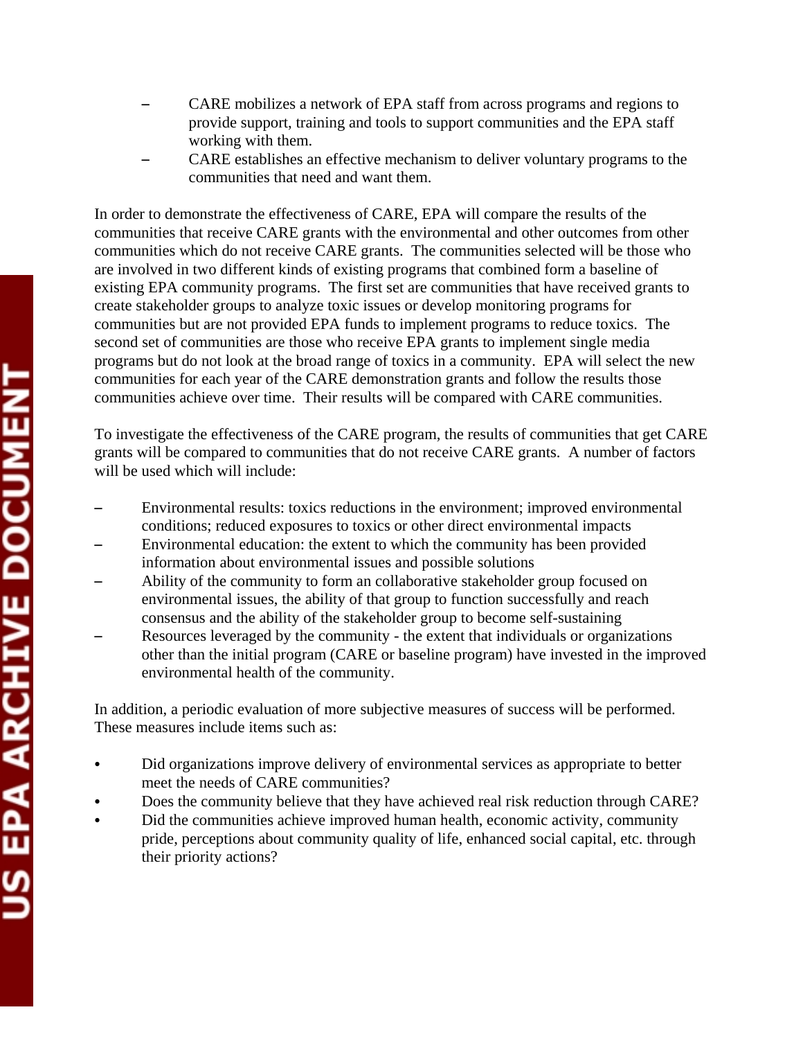- CARE mobilizes a network of EPA staff from across programs and regions to provide support, training and tools to support communities and the EPA staff working with them.
- CARE establishes an effective mechanism to deliver voluntary programs to the communities that need and want them.

In order to demonstrate the effectiveness of CARE, EPA will compare the results of the communities that receive CARE grants with the environmental and other outcomes from other communities which do not receive CARE grants. The communities selected will be those who are involved in two different kinds of existing programs that combined form a baseline of existing EPA community programs. The first set are communities that have received grants to create stakeholder groups to analyze toxic issues or develop monitoring programs for communities but are not provided EPA funds to implement programs to reduce toxics. The second set of communities are those who receive EPA grants to implement single media programs but do not look at the broad range of toxics in a community. EPA will select the new communities for each year of the CARE demonstration grants and follow the results those communities achieve over time. Their results will be compared with CARE communities.

To investigate the effectiveness of the CARE program, the results of communities that get CARE grants will be compared to communities that do not receive CARE grants. A number of factors will be used which will include:

- Environmental results: toxics reductions in the environment; improved environmental conditions; reduced exposures to toxics or other direct environmental impacts
- Environmental education: the extent to which the community has been provided information about environmental issues and possible solutions
- Ability of the community to form an collaborative stakeholder group focused on environmental issues, the ability of that group to function successfully and reach consensus and the ability of the stakeholder group to become self-sustaining
- Resources leveraged by the community - the extent that individuals or organizations other than the initial program (CARE or baseline program) have invested in the improved environmental health of the community.

In addition, a periodic evaluation of more subjective measures of success will be performed. These measures include items such as:

- Did organizations improve delivery of environmental services as appropriate to better meet the needs of CARE communities?
- Does the community believe that they have achieved real risk reduction through CARE?
- Did the communities achieve improved human health, economic activity, community pride, perceptions about community quality of life, enhanced social capital, etc. through their priority actions?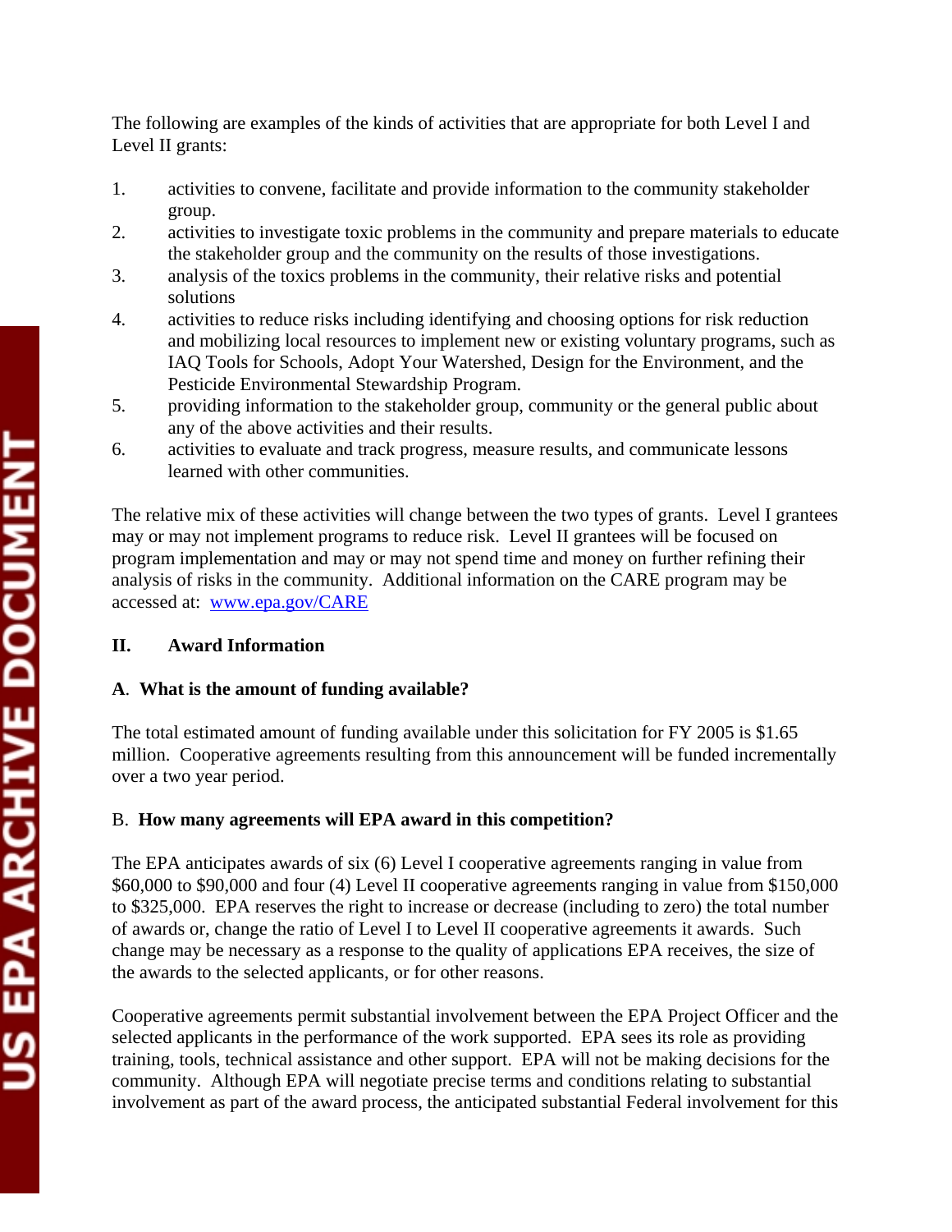The following are examples of the kinds of activities that are appropriate for both Level I and Level II grants:

1. activities to convene, facilitate and provide information to the community stakeholder group.
2. activities to investigate toxic problems in the community and prepare materials to educate the stakeholder group and the community on the results of those investigations.
3. analysis of the toxics problems in the community, their relative risks and potential solutions
4. activities to reduce risks including identifying and choosing options for risk reduction and mobilizing local resources to implement new or existing voluntary programs, such as IAQ Tools for Schools, Adopt Your Watershed, Design for the Environment, and the Pesticide Environmental Stewardship Program.
5. providing information to the stakeholder group, community or the general public about any of the above activities and their results.
6. activities to evaluate and track progress, measure results, and communicate lessons learned with other communities.

The relative mix of these activities will change between the two types of grants. Level I grantees may or may not implement programs to reduce risk. Level II grantees will be focused on program implementation and may or may not spend time and money on further refining their analysis of risks in the community. Additional information on the CARE program may be accessed at: www.epa.gov/CARE

## II. Award Information

### A. What is the amount of funding available?

The total estimated amount of funding available under this solicitation for FY 2005 is $1.65 million. Cooperative agreements resulting from this announcement will be funded incrementally over a two year period.

### B. How many agreements will EPA award in this competition?

The EPA anticipates awards of six (6) Level I cooperative agreements ranging in value from $60,000 to $90,000 and four (4) Level II cooperative agreements ranging in value from $150,000 to $325,000. EPA reserves the right to increase or decrease (including to zero) the total number of awards or, change the ratio of Level I to Level II cooperative agreements it awards. Such change may be necessary as a response to the quality of applications EPA receives, the size of the awards to the selected applicants, or for other reasons.

Cooperative agreements permit substantial involvement between the EPA Project Officer and the selected applicants in the performance of the work supported. EPA sees its role as providing training, tools, technical assistance and other support. EPA will not be making decisions for the community. Although EPA will negotiate precise terms and conditions relating to substantial involvement as part of the award process, the anticipated substantial Federal involvement for this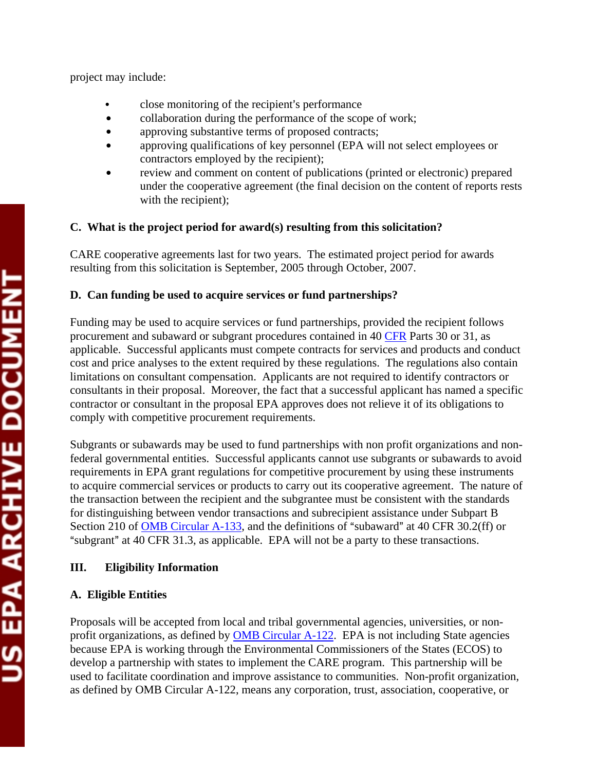project may include:

- close monitoring of the recipient's performance
- collaboration during the performance of the scope of work;
- approving substantive terms of proposed contracts;
- approving qualifications of key personnel (EPA will not select employees or contractors employed by the recipient);
- review and comment on content of publications (printed or electronic) prepared under the cooperative agreement (the final decision on the content of reports rests with the recipient);

**C. What is the project period for award(s) resulting from this solicitation?**

CARE cooperative agreements last for two years. The estimated project period for awards resulting from this solicitation is September, 2005 through October, 2007.

**D. Can funding be used to acquire services or fund partnerships?**

Funding may be used to acquire services or fund partnerships, provided the recipient follows procurement and subaward or subgrant procedures contained in 40 CFR Parts 30 or 31, as applicable. Successful applicants must compete contracts for services and products and conduct cost and price analyses to the extent required by these regulations. The regulations also contain limitations on consultant compensation. Applicants are not required to identify contractors or consultants in their proposal. Moreover, the fact that a successful applicant has named a specific contractor or consultant in the proposal EPA approves does not relieve it of its obligations to comply with competitive procurement requirements.

Subgrants or subawards may be used to fund partnerships with non profit organizations and non-federal governmental entities. Successful applicants cannot use subgrants or subawards to avoid requirements in EPA grant regulations for competitive procurement by using these instruments to acquire commercial services or products to carry out its cooperative agreement. The nature of the transaction between the recipient and the subgrantee must be consistent with the standards for distinguishing between vendor transactions and subrecipient assistance under Subpart B Section 210 of OMB Circular A-133, and the definitions of "subaward" at 40 CFR 30.2(ff) or "subgrant" at 40 CFR 31.3, as applicable. EPA will not be a party to these transactions.

## III. Eligibility Information

**A. Eligible Entities**

Proposals will be accepted from local and tribal governmental agencies, universities, or non-profit organizations, as defined by OMB Circular A-122. EPA is not including State agencies because EPA is working through the Environmental Commissioners of the States (ECOS) to develop a partnership with states to implement the CARE program. This partnership will be used to facilitate coordination and improve assistance to communities. Non-profit organization, as defined by OMB Circular A-122, means any corporation, trust, association, cooperative, or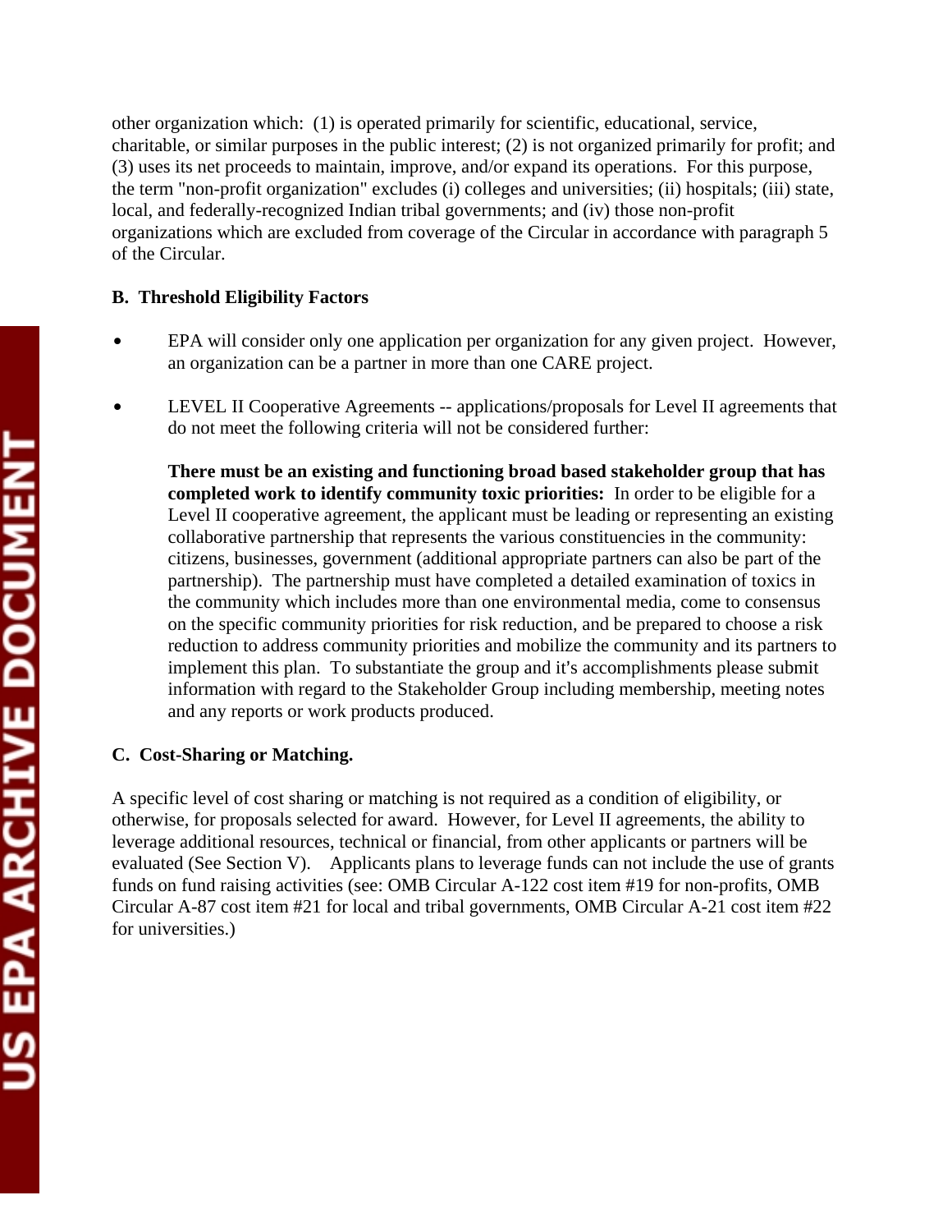other organization which: (1) is operated primarily for scientific, educational, service, charitable, or similar purposes in the public interest; (2) is not organized primarily for profit; and (3) uses its net proceeds to maintain, improve, and/or expand its operations. For this purpose, the term "non-profit organization" excludes (i) colleges and universities; (ii) hospitals; (iii) state, local, and federally-recognized Indian tribal governments; and (iv) those non-profit organizations which are excluded from coverage of the Circular in accordance with paragraph 5 of the Circular.

**B. Threshold Eligibility Factors**

- EPA will consider only one application per organization for any given project. However, an organization can be a partner in more than one CARE project.
- LEVEL II Cooperative Agreements -- applications/proposals for Level II agreements that do not meet the following criteria will not be considered further:

  **There must be an existing and functioning broad based stakeholder group that has completed work to identify community toxic priorities:** In order to be eligible for a Level II cooperative agreement, the applicant must be leading or representing an existing collaborative partnership that represents the various constituencies in the community: citizens, businesses, government (additional appropriate partners can also be part of the partnership). The partnership must have completed a detailed examination of toxics in the community which includes more than one environmental media, come to consensus on the specific community priorities for risk reduction, and be prepared to choose a risk reduction to address community priorities and mobilize the community and its partners to implement this plan. To substantiate the group and it's accomplishments please submit information with regard to the Stakeholder Group including membership, meeting notes and any reports or work products produced.

**C. Cost-Sharing or Matching.**

A specific level of cost sharing or matching is not required as a condition of eligibility, or otherwise, for proposals selected for award. However, for Level II agreements, the ability to leverage additional resources, technical or financial, from other applicants or partners will be evaluated (See Section V). Applicants plans to leverage funds can not include the use of grants funds on fund raising activities (see: OMB Circular A-122 cost item #19 for non-profits, OMB Circular A-87 cost item #21 for local and tribal governments, OMB Circular A-21 cost item #22 for universities.)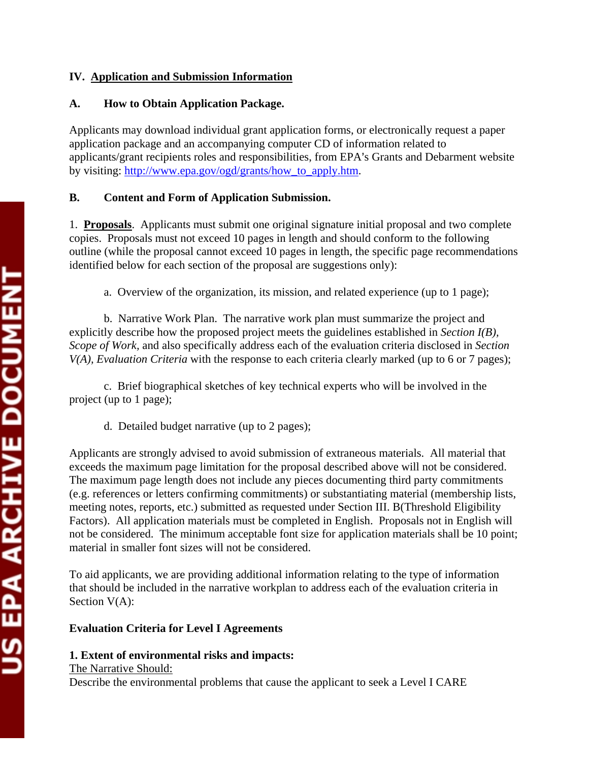## IV. Application and Submission Information

### A. How to Obtain Application Package.

Applicants may download individual grant application forms, or electronically request a paper application package and an accompanying computer CD of information related to applicants/grant recipients roles and responsibilities, from EPA's Grants and Debarment website by visiting: http://www.epa.gov/ogd/grants/how_to_apply.htm.

### B. Content and Form of Application Submission.

1. **Proposals**. Applicants must submit one original signature initial proposal and two complete copies. Proposals must not exceed 10 pages in length and should conform to the following outline (while the proposal cannot exceed 10 pages in length, the specific page recommendations identified below for each section of the proposal are suggestions only):

a. Overview of the organization, its mission, and related experience (up to 1 page);

b. Narrative Work Plan. The narrative work plan must summarize the project and explicitly describe how the proposed project meets the guidelines established in *Section I(B), Scope of Work,* and also specifically address each of the evaluation criteria disclosed in *Section V(A), Evaluation Criteria* with the response to each criteria clearly marked (up to 6 or 7 pages);

c. Brief biographical sketches of key technical experts who will be involved in the project (up to 1 page);

d. Detailed budget narrative (up to 2 pages);

Applicants are strongly advised to avoid submission of extraneous materials. All material that exceeds the maximum page limitation for the proposal described above will not be considered. The maximum page length does not include any pieces documenting third party commitments (e.g. references or letters confirming commitments) or substantiating material (membership lists, meeting notes, reports, etc.) submitted as requested under Section III. B(Threshold Eligibility Factors). All application materials must be completed in English. Proposals not in English will not be considered. The minimum acceptable font size for application materials shall be 10 point; material in smaller font sizes will not be considered.

To aid applicants, we are providing additional information relating to the type of information that should be included in the narrative workplan to address each of the evaluation criteria in Section V(A):

**Evaluation Criteria for Level I Agreements**

**1. Extent of environmental risks and impacts:**

The Narrative Should:

Describe the environmental problems that cause the applicant to seek a Level I CARE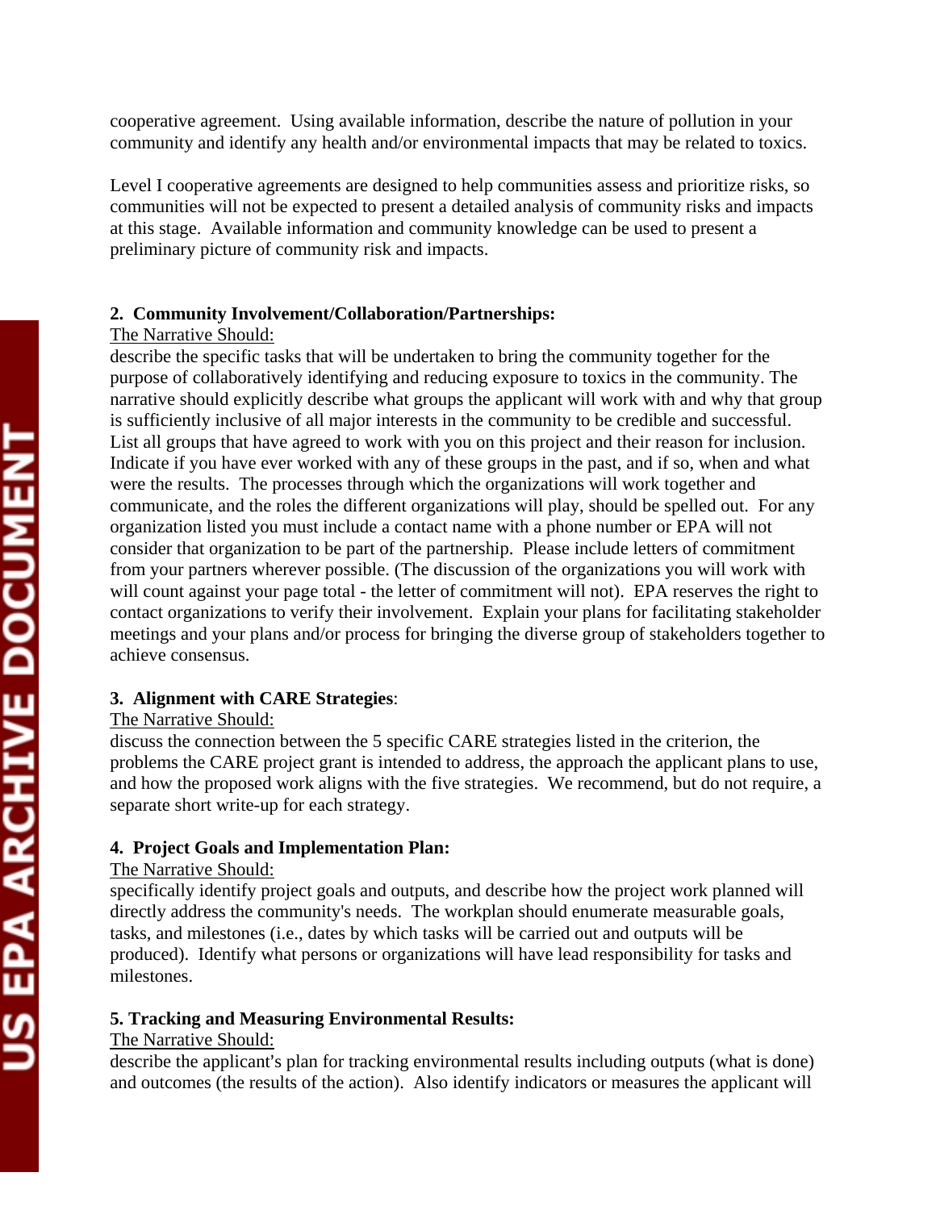cooperative agreement. Using available information, describe the nature of pollution in your community and identify any health and/or environmental impacts that may be related to toxics.

Level I cooperative agreements are designed to help communities assess and prioritize risks, so communities will not be expected to present a detailed analysis of community risks and impacts at this stage. Available information and community knowledge can be used to present a preliminary picture of community risk and impacts.

**2. Community Involvement/Collaboration/Partnerships:**

The Narrative Should:

describe the specific tasks that will be undertaken to bring the community together for the purpose of collaboratively identifying and reducing exposure to toxics in the community. The narrative should explicitly describe what groups the applicant will work with and why that group is sufficiently inclusive of all major interests in the community to be credible and successful. List all groups that have agreed to work with you on this project and their reason for inclusion. Indicate if you have ever worked with any of these groups in the past, and if so, when and what were the results. The processes through which the organizations will work together and communicate, and the roles the different organizations will play, should be spelled out. For any organization listed you must include a contact name with a phone number or EPA will not consider that organization to be part of the partnership. Please include letters of commitment from your partners wherever possible. (The discussion of the organizations you will work with will count against your page total - the letter of commitment will not). EPA reserves the right to contact organizations to verify their involvement. Explain your plans for facilitating stakeholder meetings and your plans and/or process for bringing the diverse group of stakeholders together to achieve consensus.

**3. Alignment with CARE Strategies**:

The Narrative Should:

discuss the connection between the 5 specific CARE strategies listed in the criterion, the problems the CARE project grant is intended to address, the approach the applicant plans to use, and how the proposed work aligns with the five strategies. We recommend, but do not require, a separate short write-up for each strategy.

**4. Project Goals and Implementation Plan:**

The Narrative Should:

specifically identify project goals and outputs, and describe how the project work planned will directly address the community's needs. The workplan should enumerate measurable goals, tasks, and milestones (i.e., dates by which tasks will be carried out and outputs will be produced). Identify what persons or organizations will have lead responsibility for tasks and milestones.

**5. Tracking and Measuring Environmental Results:**

The Narrative Should:

describe the applicant's plan for tracking environmental results including outputs (what is done) and outcomes (the results of the action). Also identify indicators or measures the applicant will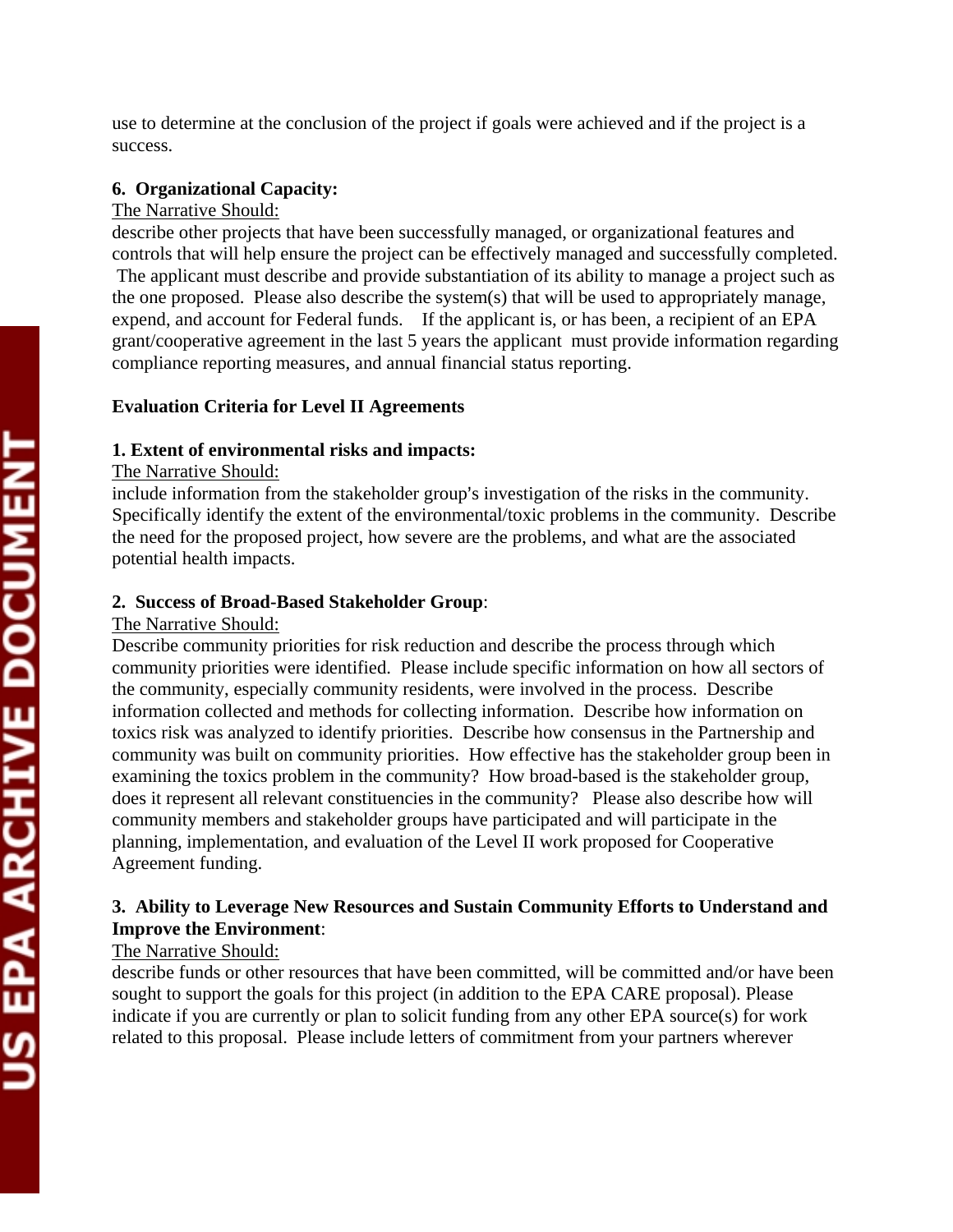use to determine at the conclusion of the project if goals were achieved and if the project is a success.

**6. Organizational Capacity:**

The Narrative Should:

describe other projects that have been successfully managed, or organizational features and controls that will help ensure the project can be effectively managed and successfully completed. The applicant must describe and provide substantiation of its ability to manage a project such as the one proposed. Please also describe the system(s) that will be used to appropriately manage, expend, and account for Federal funds. If the applicant is, or has been, a recipient of an EPA grant/cooperative agreement in the last 5 years the applicant must provide information regarding compliance reporting measures, and annual financial status reporting.

**Evaluation Criteria for Level II Agreements**

**1. Extent of environmental risks and impacts:**

The Narrative Should:

include information from the stakeholder group's investigation of the risks in the community. Specifically identify the extent of the environmental/toxic problems in the community. Describe the need for the proposed project, how severe are the problems, and what are the associated potential health impacts.

**2. Success of Broad-Based Stakeholder Group**:

The Narrative Should:

Describe community priorities for risk reduction and describe the process through which community priorities were identified. Please include specific information on how all sectors of the community, especially community residents, were involved in the process. Describe information collected and methods for collecting information. Describe how information on toxics risk was analyzed to identify priorities. Describe how consensus in the Partnership and community was built on community priorities. How effective has the stakeholder group been in examining the toxics problem in the community? How broad-based is the stakeholder group, does it represent all relevant constituencies in the community? Please also describe how will community members and stakeholder groups have participated and will participate in the planning, implementation, and evaluation of the Level II work proposed for Cooperative Agreement funding.

**3. Ability to Leverage New Resources and Sustain Community Efforts to Understand and Improve the Environment**:

The Narrative Should:

describe funds or other resources that have been committed, will be committed and/or have been sought to support the goals for this project (in addition to the EPA CARE proposal). Please indicate if you are currently or plan to solicit funding from any other EPA source(s) for work related to this proposal. Please include letters of commitment from your partners wherever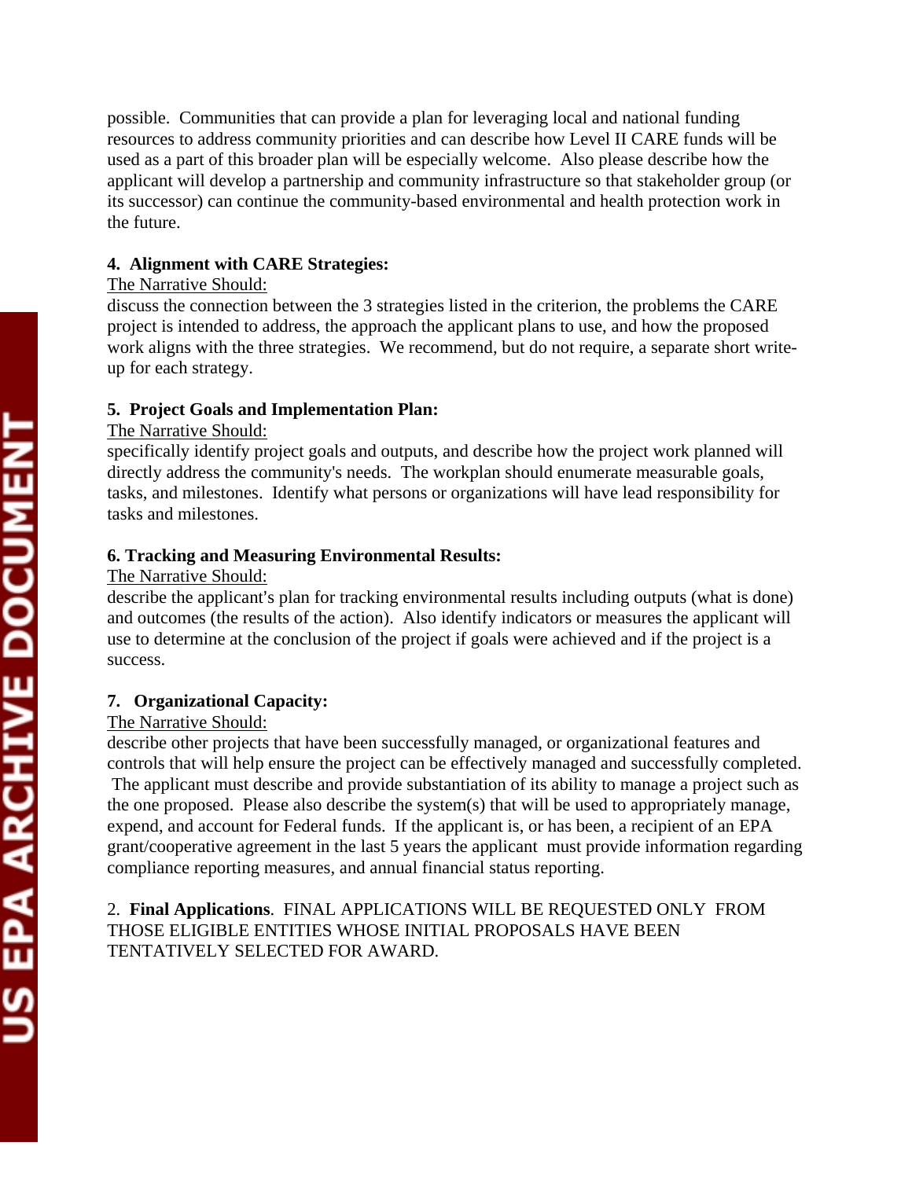possible. Communities that can provide a plan for leveraging local and national funding resources to address community priorities and can describe how Level II CARE funds will be used as a part of this broader plan will be especially welcome. Also please describe how the applicant will develop a partnership and community infrastructure so that stakeholder group (or its successor) can continue the community-based environmental and health protection work in the future.

**4. Alignment with CARE Strategies:**

The Narrative Should:

discuss the connection between the 3 strategies listed in the criterion, the problems the CARE project is intended to address, the approach the applicant plans to use, and how the proposed work aligns with the three strategies. We recommend, but do not require, a separate short write-up for each strategy.

**5. Project Goals and Implementation Plan:**

The Narrative Should:

specifically identify project goals and outputs, and describe how the project work planned will directly address the community's needs. The workplan should enumerate measurable goals, tasks, and milestones. Identify what persons or organizations will have lead responsibility for tasks and milestones.

**6. Tracking and Measuring Environmental Results:**

The Narrative Should:

describe the applicant's plan for tracking environmental results including outputs (what is done) and outcomes (the results of the action). Also identify indicators or measures the applicant will use to determine at the conclusion of the project if goals were achieved and if the project is a success.

**7. Organizational Capacity:**

The Narrative Should:

describe other projects that have been successfully managed, or organizational features and controls that will help ensure the project can be effectively managed and successfully completed. The applicant must describe and provide substantiation of its ability to manage a project such as the one proposed. Please also describe the system(s) that will be used to appropriately manage, expend, and account for Federal funds. If the applicant is, or has been, a recipient of an EPA grant/cooperative agreement in the last 5 years the applicant must provide information regarding compliance reporting measures, and annual financial status reporting.

2. **Final Applications**. FINAL APPLICATIONS WILL BE REQUESTED ONLY FROM THOSE ELIGIBLE ENTITIES WHOSE INITIAL PROPOSALS HAVE BEEN TENTATIVELY SELECTED FOR AWARD.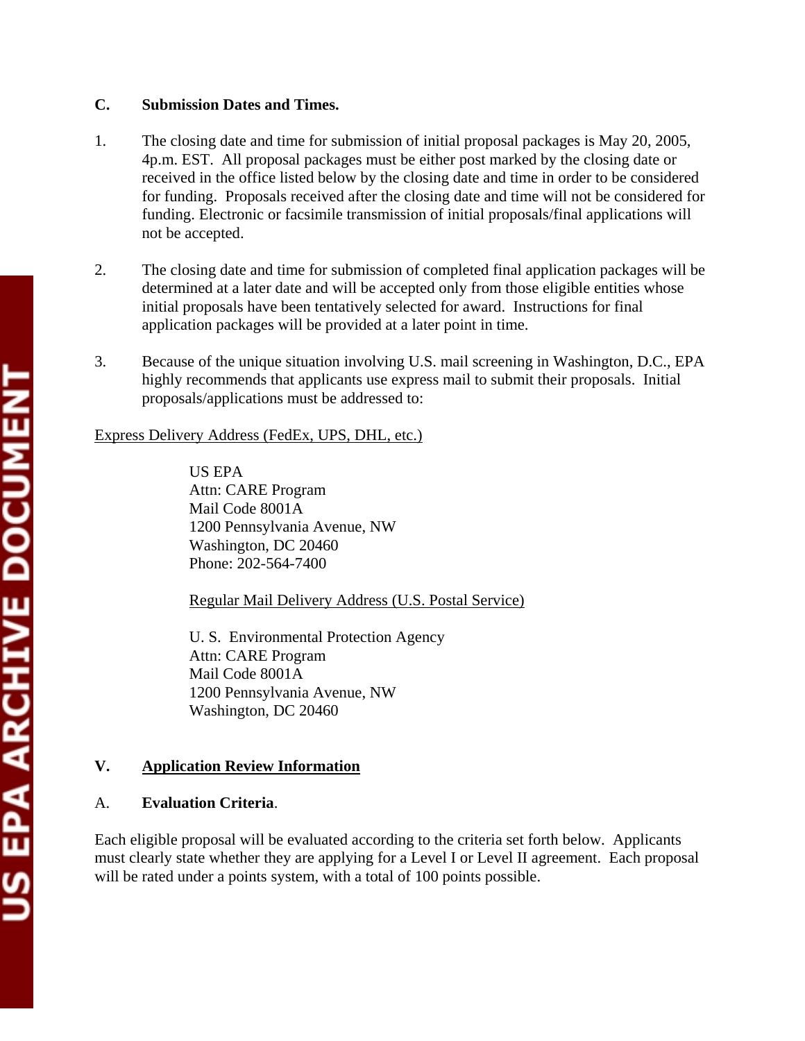**C. Submission Dates and Times.**

1. The closing date and time for submission of initial proposal packages is May 20, 2005, 4p.m. EST. All proposal packages must be either post marked by the closing date or received in the office listed below by the closing date and time in order to be considered for funding. Proposals received after the closing date and time will not be considered for funding. Electronic or facsimile transmission of initial proposals/final applications will not be accepted.

2. The closing date and time for submission of completed final application packages will be determined at a later date and will be accepted only from those eligible entities whose initial proposals have been tentatively selected for award. Instructions for final application packages will be provided at a later point in time.

3. Because of the unique situation involving U.S. mail screening in Washington, D.C., EPA highly recommends that applicants use express mail to submit their proposals. Initial proposals/applications must be addressed to:

<u>Express Delivery Address (FedEx, UPS, DHL, etc.)</u>

US EPA
Attn: CARE Program
Mail Code 8001A
1200 Pennsylvania Avenue, NW
Washington, DC 20460
Phone: 202-564-7400

<u>Regular Mail Delivery Address (U.S. Postal Service)</u>

U. S. Environmental Protection Agency
Attn: CARE Program
Mail Code 8001A
1200 Pennsylvania Avenue, NW
Washington, DC 20460

## V. Application Review Information

**A. Evaluation Criteria.**

Each eligible proposal will be evaluated according to the criteria set forth below. Applicants must clearly state whether they are applying for a Level I or Level II agreement. Each proposal will be rated under a points system, with a total of 100 points possible.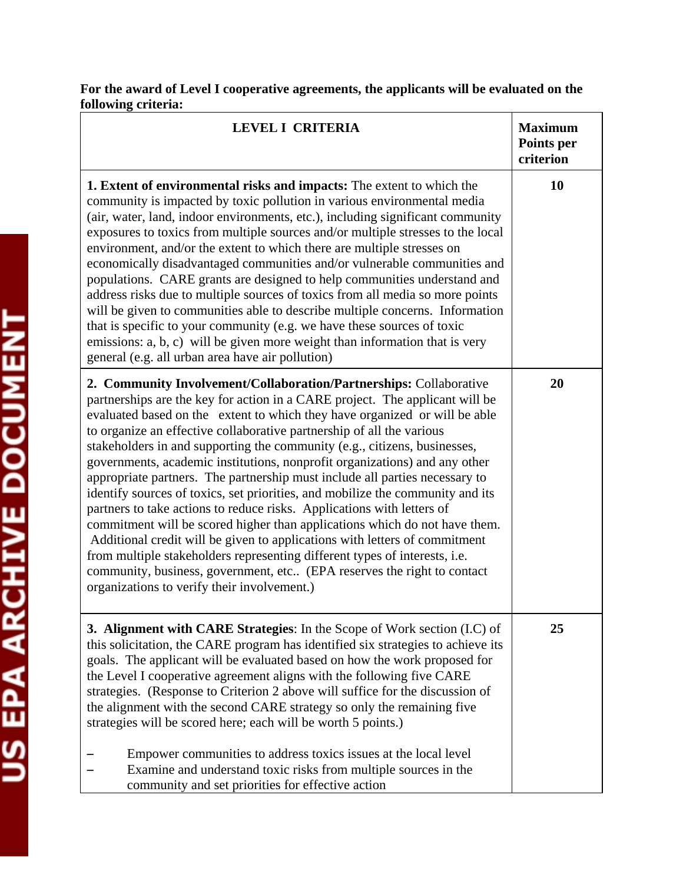**For the award of Level I cooperative agreements, the applicants will be evaluated on the following criteria:**

| LEVEL I CRITERIA | Maximum Points per criterion |
|---|---|
| **1. Extent of environmental risks and impacts:** The extent to which the community is impacted by toxic pollution in various environmental media (air, water, land, indoor environments, etc.), including significant community exposures to toxics from multiple sources and/or multiple stresses to the local environment, and/or the extent to which there are multiple stresses on economically disadvantaged communities and/or vulnerable communities and populations. CARE grants are designed to help communities understand and address risks due to multiple sources of toxics from all media so more points will be given to communities able to describe multiple concerns. Information that is specific to your community (e.g. we have these sources of toxic emissions: a, b, c) will be given more weight than information that is very general (e.g. all urban area have air pollution) | 10 |
| **2. Community Involvement/Collaboration/Partnerships:** Collaborative partnerships are the key for action in a CARE project. The applicant will be evaluated based on the extent to which they have organized or will be able to organize an effective collaborative partnership of all the various stakeholders in and supporting the community (e.g., citizens, businesses, governments, academic institutions, nonprofit organizations) and any other appropriate partners. The partnership must include all parties necessary to identify sources of toxics, set priorities, and mobilize the community and its partners to take actions to reduce risks. Applications with letters of commitment will be scored higher than applications which do not have them. Additional credit will be given to applications with letters of commitment from multiple stakeholders representing different types of interests, i.e. community, business, government, etc.. (EPA reserves the right to contact organizations to verify their involvement.) | 20 |
| **3. Alignment with CARE Strategies**: In the Scope of Work section (I.C) of this solicitation, the CARE program has identified six strategies to achieve its goals. The applicant will be evaluated based on how the work proposed for the Level I cooperative agreement aligns with the following five CARE strategies. (Response to Criterion 2 above will suffice for the discussion of the alignment with the second CARE strategy so only the remaining five strategies will be scored here; each will be worth 5 points.)<br><br>– Empower communities to address toxics issues at the local level<br>– Examine and understand toxic risks from multiple sources in the community and set priorities for effective action | 25 |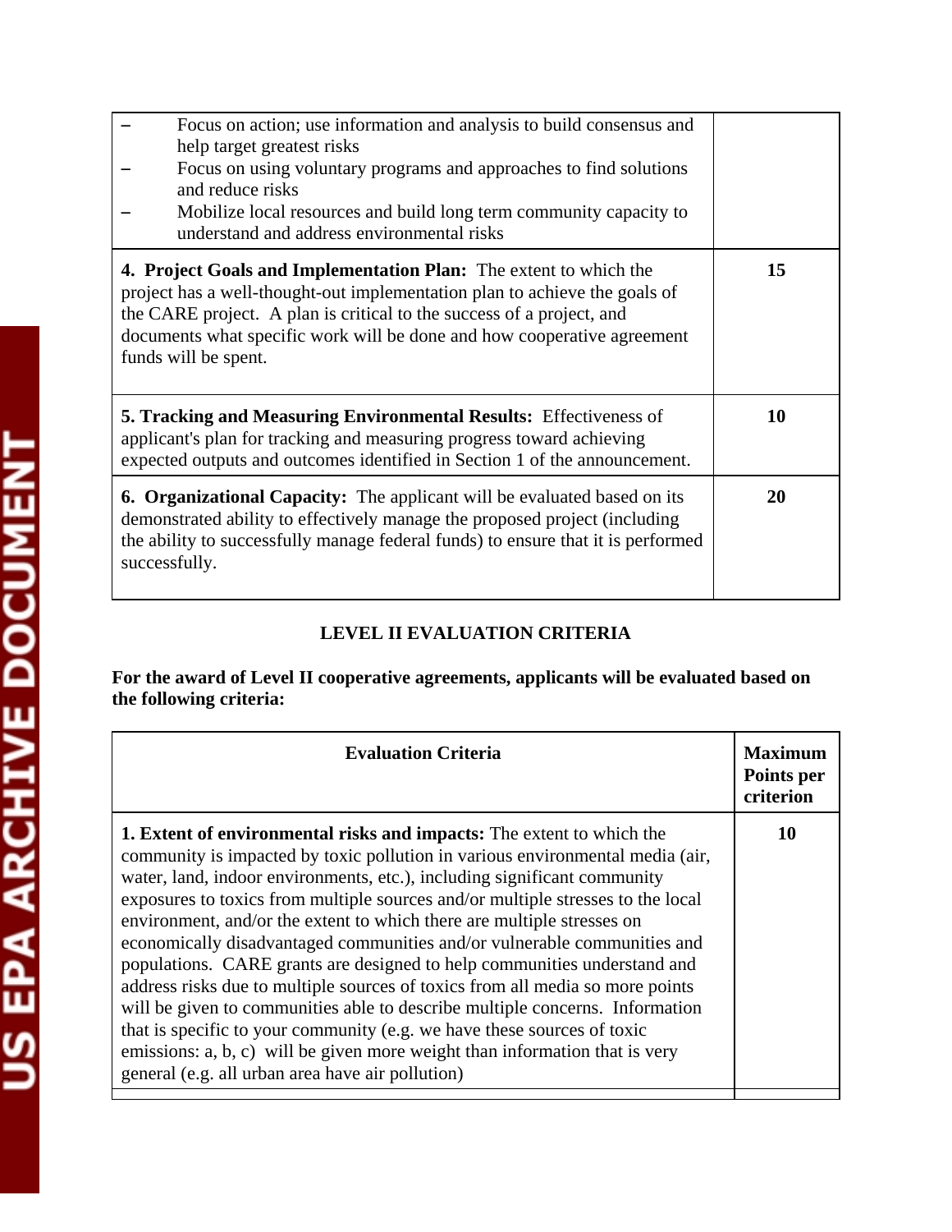| | |
|---|---|
| – Focus on action; use information and analysis to build consensus and help target greatest risks<br>– Focus on using voluntary programs and approaches to find solutions and reduce risks<br>– Mobilize local resources and build long term community capacity to understand and address environmental risks | |
| **4. Project Goals and Implementation Plan:** The extent to which the project has a well-thought-out implementation plan to achieve the goals of the CARE project. A plan is critical to the success of a project, and documents what specific work will be done and how cooperative agreement funds will be spent. | **15** |
| **5. Tracking and Measuring Environmental Results:** Effectiveness of applicant's plan for tracking and measuring progress toward achieving expected outputs and outcomes identified in Section 1 of the announcement. | **10** |
| **6. Organizational Capacity:** The applicant will be evaluated based on its demonstrated ability to effectively manage the proposed project (including the ability to successfully manage federal funds) to ensure that it is performed successfully. | **20** |

## LEVEL II EVALUATION CRITERIA

**For the award of Level II cooperative agreements, applicants will be evaluated based on the following criteria:**

| Evaluation Criteria | Maximum Points per criterion |
|---|---|
| **1. Extent of environmental risks and impacts:** The extent to which the community is impacted by toxic pollution in various environmental media (air, water, land, indoor environments, etc.), including significant community exposures to toxics from multiple sources and/or multiple stresses to the local environment, and/or the extent to which there are multiple stresses on economically disadvantaged communities and/or vulnerable communities and populations. CARE grants are designed to help communities understand and address risks due to multiple sources of toxics from all media so more points will be given to communities able to describe multiple concerns. Information that is specific to your community (e.g. we have these sources of toxic emissions: a, b, c) will be given more weight than information that is very general (e.g. all urban area have air pollution) | **10** |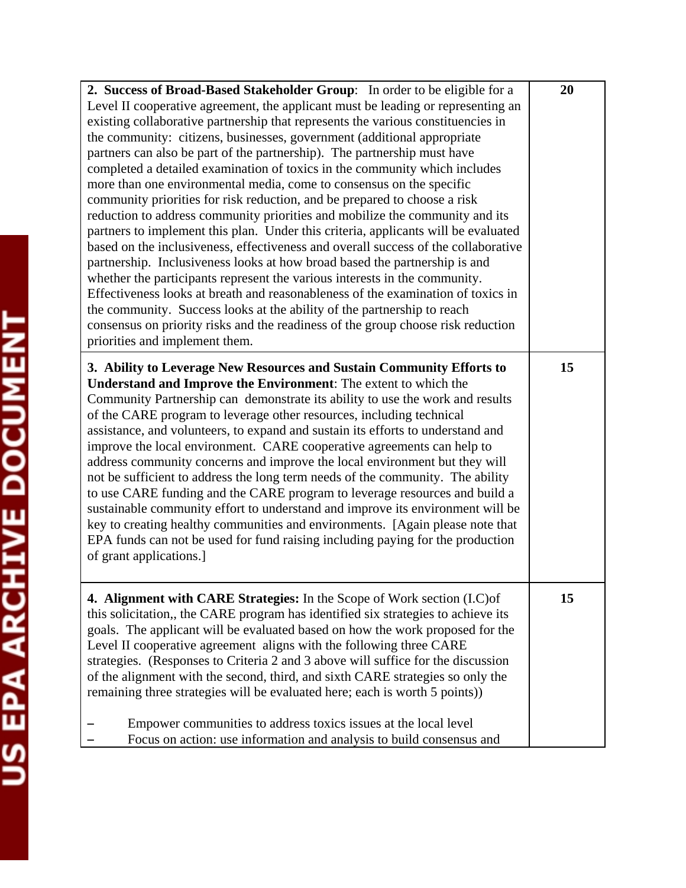| | |
|---|---|
| **2. Success of Broad-Based Stakeholder Group**: In order to be eligible for a Level II cooperative agreement, the applicant must be leading or representing an existing collaborative partnership that represents the various constituencies in the community: citizens, businesses, government (additional appropriate partners can also be part of the partnership). The partnership must have completed a detailed examination of toxics in the community which includes more than one environmental media, come to consensus on the specific community priorities for risk reduction, and be prepared to choose a risk reduction to address community priorities and mobilize the community and its partners to implement this plan. Under this criteria, applicants will be evaluated based on the inclusiveness, effectiveness and overall success of the collaborative partnership. Inclusiveness looks at how broad based the partnership is and whether the participants represent the various interests in the community. Effectiveness looks at breath and reasonableness of the examination of toxics in the community. Success looks at the ability of the partnership to reach consensus on priority risks and the readiness of the group choose risk reduction priorities and implement them. | **20** |
| **3. Ability to Leverage New Resources and Sustain Community Efforts to Understand and Improve the Environment**: The extent to which the Community Partnership can demonstrate its ability to use the work and results of the CARE program to leverage other resources, including technical assistance, and volunteers, to expand and sustain its efforts to understand and improve the local environment. CARE cooperative agreements can help to address community concerns and improve the local environment but they will not be sufficient to address the long term needs of the community. The ability to use CARE funding and the CARE program to leverage resources and build a sustainable community effort to understand and improve its environment will be key to creating healthy communities and environments. [Again please note that EPA funds can not be used for fund raising including paying for the production of grant applications.] | **15** |
| **4. Alignment with CARE Strategies:** In the Scope of Work section (I.C)of this solicitation,, the CARE program has identified six strategies to achieve its goals. The applicant will be evaluated based on how the work proposed for the Level II cooperative agreement aligns with the following three CARE strategies. (Responses to Criteria 2 and 3 above will suffice for the discussion of the alignment with the second, third, and sixth CARE strategies so only the remaining three strategies will be evaluated here; each is worth 5 points))<br><br>– Empower communities to address toxics issues at the local level<br>– Focus on action: use information and analysis to build consensus and | **15** |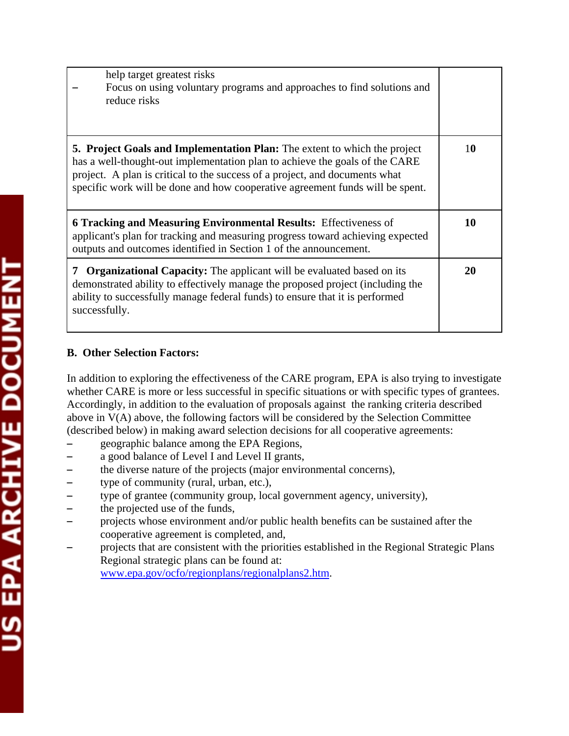| | |
|---|---|
| help target greatest risks<br>– Focus on using voluntary programs and approaches to find solutions and reduce risks | |
| **5. Project Goals and Implementation Plan:** The extent to which the project has a well-thought-out implementation plan to achieve the goals of the CARE project. A plan is critical to the success of a project, and documents what specific work will be done and how cooperative agreement funds will be spent. | **10** |
| **6 Tracking and Measuring Environmental Results:** Effectiveness of applicant's plan for tracking and measuring progress toward achieving expected outputs and outcomes identified in Section 1 of the announcement. | **10** |
| **7 Organizational Capacity:** The applicant will be evaluated based on its demonstrated ability to effectively manage the proposed project (including the ability to successfully manage federal funds) to ensure that it is performed successfully. | **20** |

**B. Other Selection Factors:**

In addition to exploring the effectiveness of the CARE program, EPA is also trying to investigate whether CARE is more or less successful in specific situations or with specific types of grantees. Accordingly, in addition to the evaluation of proposals against the ranking criteria described above in V(A) above, the following factors will be considered by the Selection Committee (described below) in making award selection decisions for all cooperative agreements:

- geographic balance among the EPA Regions,
- a good balance of Level I and Level II grants,
- the diverse nature of the projects (major environmental concerns),
- type of community (rural, urban, etc.),
- type of grantee (community group, local government agency, university),
- the projected use of the funds,
- projects whose environment and/or public health benefits can be sustained after the cooperative agreement is completed, and,
- projects that are consistent with the priorities established in the Regional Strategic Plans Regional strategic plans can be found at: www.epa.gov/ocfo/regionplans/regionalplans2.htm.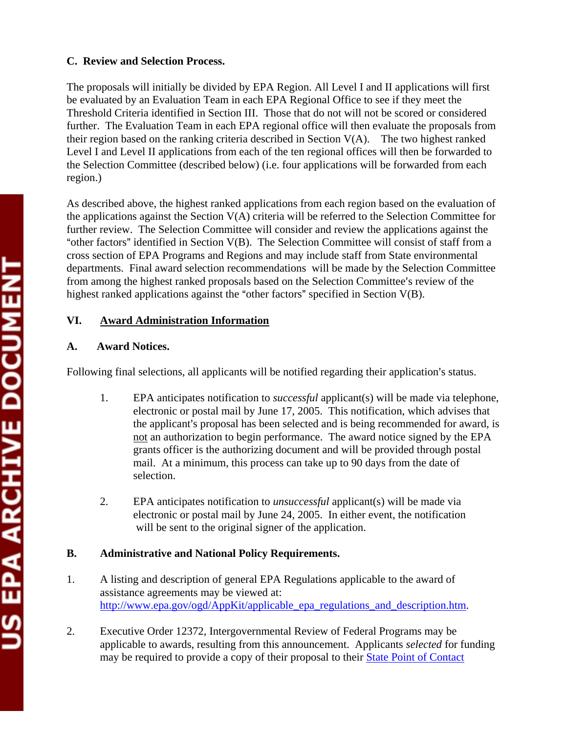**C. Review and Selection Process.**

The proposals will initially be divided by EPA Region. All Level I and II applications will first be evaluated by an Evaluation Team in each EPA Regional Office to see if they meet the Threshold Criteria identified in Section III. Those that do not will not be scored or considered further. The Evaluation Team in each EPA regional office will then evaluate the proposals from their region based on the ranking criteria described in Section V(A). The two highest ranked Level I and Level II applications from each of the ten regional offices will then be forwarded to the Selection Committee (described below) (i.e. four applications will be forwarded from each region.)

As described above, the highest ranked applications from each region based on the evaluation of the applications against the Section V(A) criteria will be referred to the Selection Committee for further review. The Selection Committee will consider and review the applications against the "other factors" identified in Section V(B). The Selection Committee will consist of staff from a cross section of EPA Programs and Regions and may include staff from State environmental departments. Final award selection recommendations will be made by the Selection Committee from among the highest ranked proposals based on the Selection Committee's review of the highest ranked applications against the "other factors" specified in Section V(B).

## VI. Award Administration Information

**A. Award Notices.**

Following final selections, all applicants will be notified regarding their application's status.

1. EPA anticipates notification to *successful* applicant(s) will be made via telephone, electronic or postal mail by June 17, 2005. This notification, which advises that the applicant's proposal has been selected and is being recommended for award, is not an authorization to begin performance. The award notice signed by the EPA grants officer is the authorizing document and will be provided through postal mail. At a minimum, this process can take up to 90 days from the date of selection.

2. EPA anticipates notification to *unsuccessful* applicant(s) will be made via electronic or postal mail by June 24, 2005. In either event, the notification will be sent to the original signer of the application.

**B. Administrative and National Policy Requirements.**

1. A listing and description of general EPA Regulations applicable to the award of assistance agreements may be viewed at: http://www.epa.gov/ogd/AppKit/applicable_epa_regulations_and_description.htm.

2. Executive Order 12372, Intergovernmental Review of Federal Programs may be applicable to awards, resulting from this announcement. Applicants *selected* for funding may be required to provide a copy of their proposal to their State Point of Contact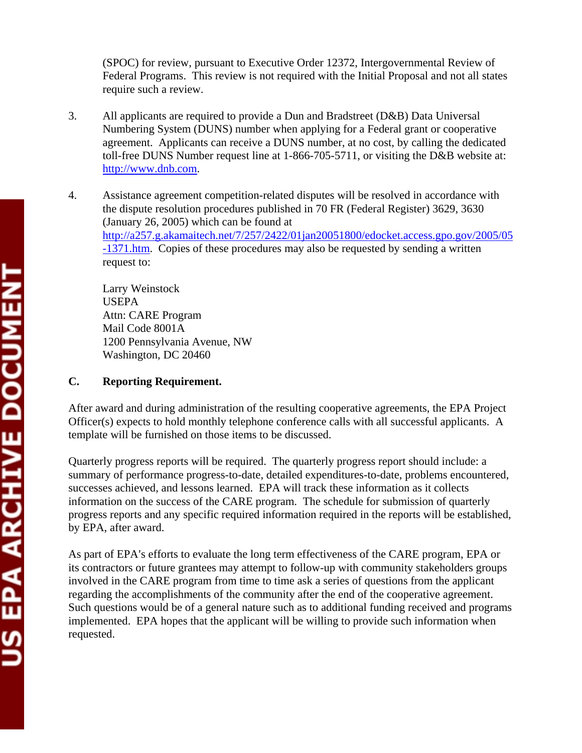(SPOC) for review, pursuant to Executive Order 12372, Intergovernmental Review of Federal Programs. This review is not required with the Initial Proposal and not all states require such a review.

3. All applicants are required to provide a Dun and Bradstreet (D&B) Data Universal Numbering System (DUNS) number when applying for a Federal grant or cooperative agreement. Applicants can receive a DUNS number, at no cost, by calling the dedicated toll-free DUNS Number request line at 1-866-705-5711, or visiting the D&B website at: http://www.dnb.com.

4. Assistance agreement competition-related disputes will be resolved in accordance with the dispute resolution procedures published in 70 FR (Federal Register) 3629, 3630 (January 26, 2005) which can be found at http://a257.g.akamaitech.net/7/257/2422/01jan20051800/edocket.access.gpo.gov/2005/05-1371.htm. Copies of these procedures may also be requested by sending a written request to:

   Larry Weinstock
   USEPA
   Attn: CARE Program
   Mail Code 8001A
   1200 Pennsylvania Avenue, NW
   Washington, DC 20460

## C. Reporting Requirement.

After award and during administration of the resulting cooperative agreements, the EPA Project Officer(s) expects to hold monthly telephone conference calls with all successful applicants. A template will be furnished on those items to be discussed.

Quarterly progress reports will be required. The quarterly progress report should include: a summary of performance progress-to-date, detailed expenditures-to-date, problems encountered, successes achieved, and lessons learned. EPA will track these information as it collects information on the success of the CARE program. The schedule for submission of quarterly progress reports and any specific required information required in the reports will be established, by EPA, after award.

As part of EPA's efforts to evaluate the long term effectiveness of the CARE program, EPA or its contractors or future grantees may attempt to follow-up with community stakeholders groups involved in the CARE program from time to time ask a series of questions from the applicant regarding the accomplishments of the community after the end of the cooperative agreement. Such questions would be of a general nature such as to additional funding received and programs implemented. EPA hopes that the applicant will be willing to provide such information when requested.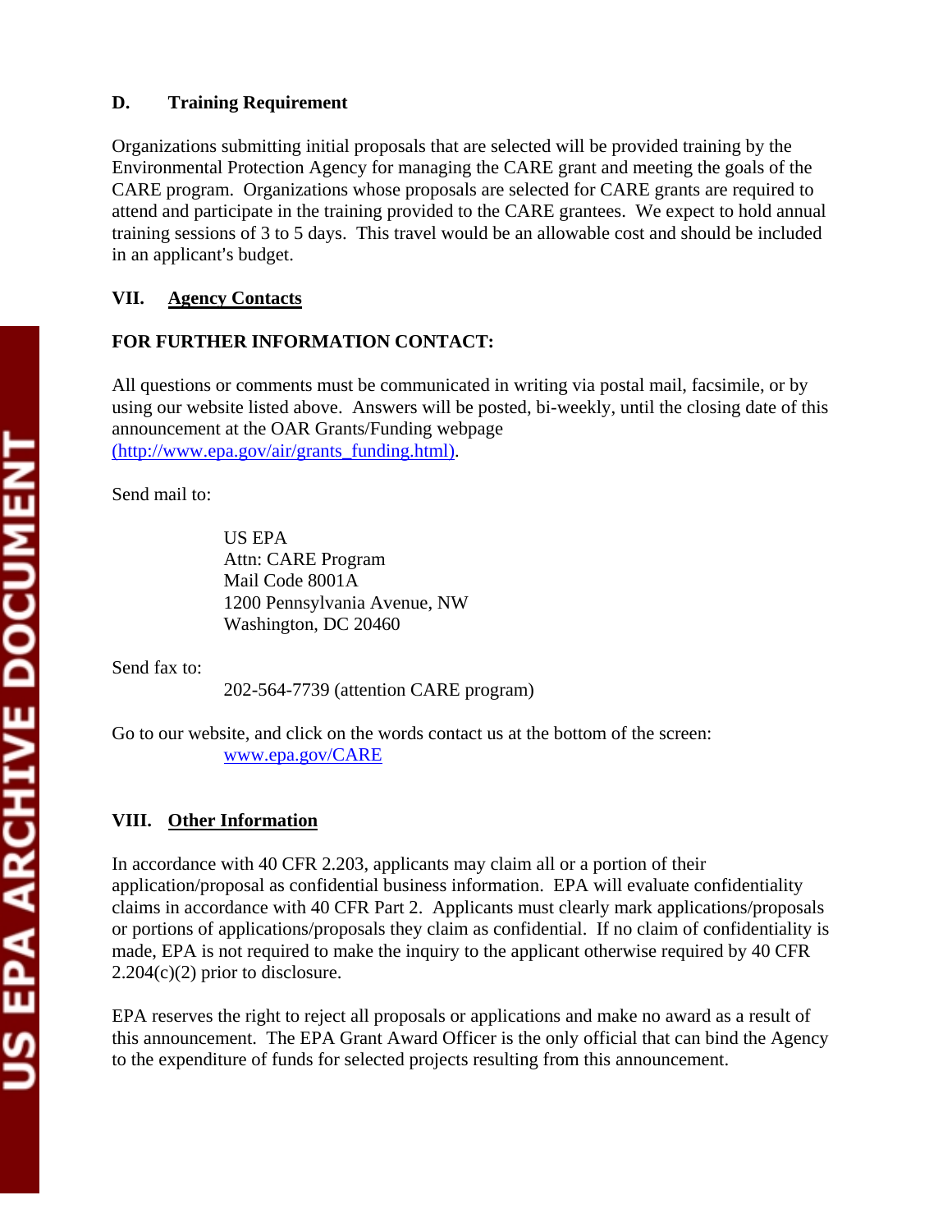### D. Training Requirement

Organizations submitting initial proposals that are selected will be provided training by the Environmental Protection Agency for managing the CARE grant and meeting the goals of the CARE program. Organizations whose proposals are selected for CARE grants are required to attend and participate in the training provided to the CARE grantees. We expect to hold annual training sessions of 3 to 5 days. This travel would be an allowable cost and should be included in an applicant's budget.

## VII. Agency Contacts

**FOR FURTHER INFORMATION CONTACT:**

All questions or comments must be communicated in writing via postal mail, facsimile, or by using our website listed above. Answers will be posted, bi-weekly, until the closing date of this announcement at the OAR Grants/Funding webpage (http://www.epa.gov/air/grants_funding.html).

Send mail to:

> US EPA
> Attn: CARE Program
> Mail Code 8001A
> 1200 Pennsylvania Avenue, NW
> Washington, DC 20460

Send fax to:

> 202-564-7739 (attention CARE program)

Go to our website, and click on the words contact us at the bottom of the screen:

> www.epa.gov/CARE

## VIII. Other Information

In accordance with 40 CFR 2.203, applicants may claim all or a portion of their application/proposal as confidential business information. EPA will evaluate confidentiality claims in accordance with 40 CFR Part 2. Applicants must clearly mark applications/proposals or portions of applications/proposals they claim as confidential. If no claim of confidentiality is made, EPA is not required to make the inquiry to the applicant otherwise required by 40 CFR 2.204(c)(2) prior to disclosure.

EPA reserves the right to reject all proposals or applications and make no award as a result of this announcement. The EPA Grant Award Officer is the only official that can bind the Agency to the expenditure of funds for selected projects resulting from this announcement.